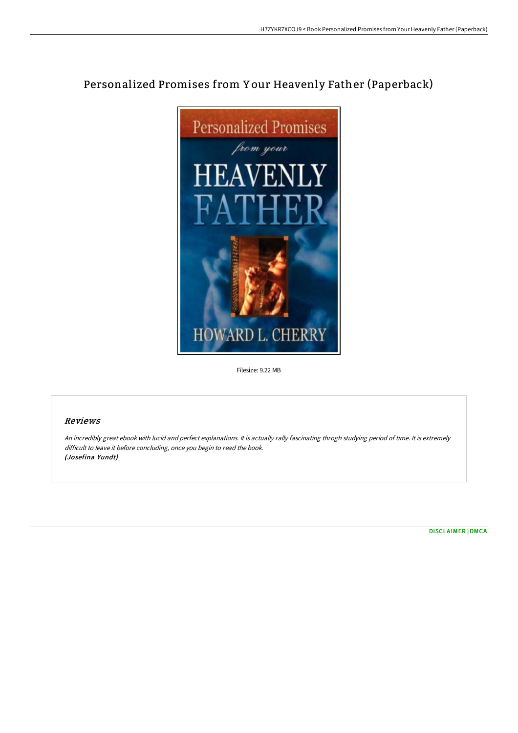# Personalized Promises from Your Heavenly Father (Paperback)

Filesize: 9.22 MB

## *Reviews*

*An incredibly great ebook with lucid and perfect explanations. It is actually rally fascinating throgh studying period of time. It is extremely difficult to leave it before concluding, once you begin to read the book.*
***(Josefina Yundt)***

DISCLAIMER | DMCA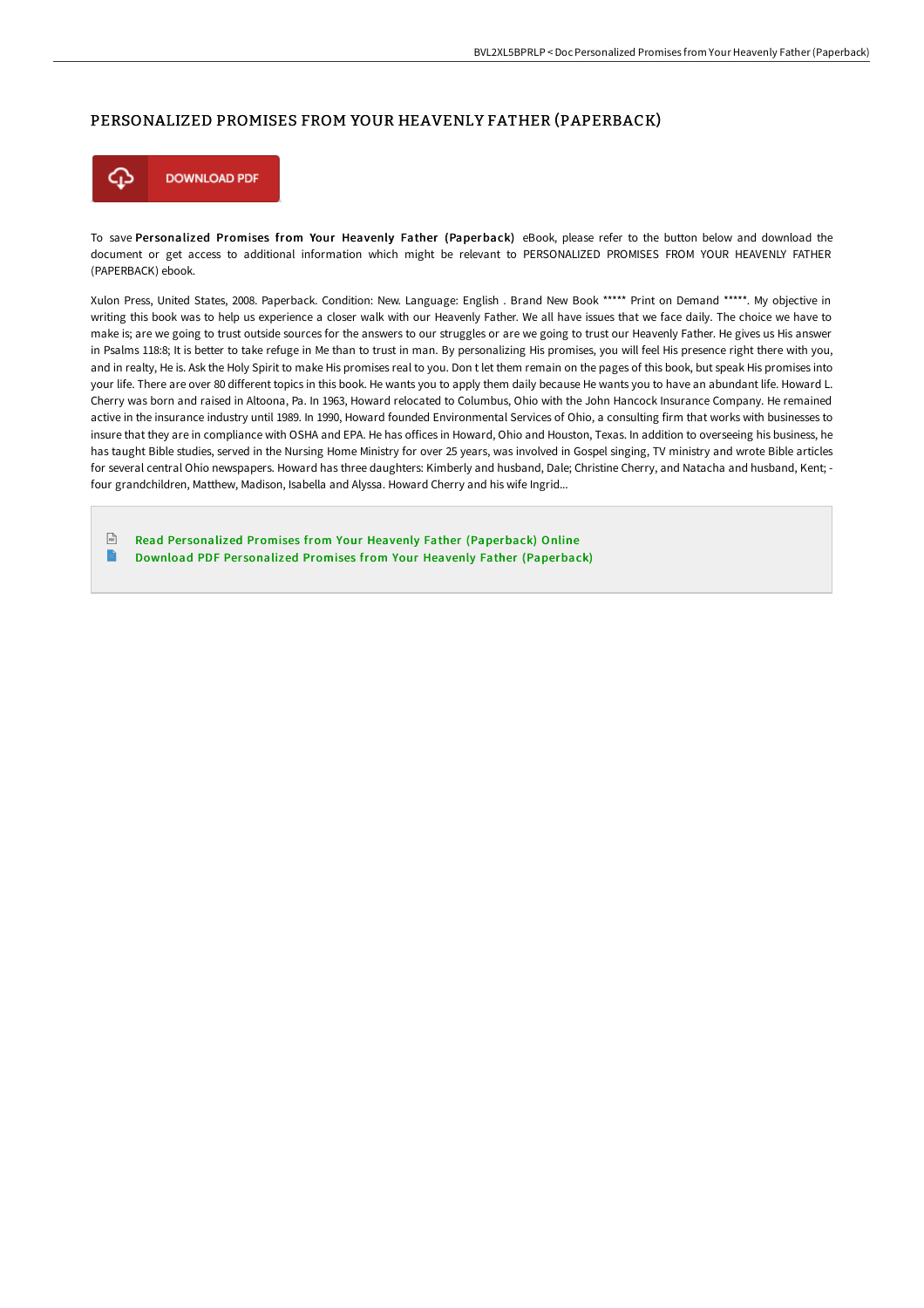# PERSONALIZED PROMISES FROM YOUR HEAVENLY FATHER (PAPERBACK)

DOWNLOAD PDF

To save **Personalized Promises from Your Heavenly Father (Paperback)** eBook, please refer to the button below and download the document or get access to additional information which might be relevant to PERSONALIZED PROMISES FROM YOUR HEAVENLY FATHER (PAPERBACK) ebook.

Xulon Press, United States, 2008. Paperback. Condition: New. Language: English . Brand New Book ***** Print on Demand *****. My objective in writing this book was to help us experience a closer walk with our Heavenly Father. We all have issues that we face daily. The choice we have to make is; are we going to trust outside sources for the answers to our struggles or are we going to trust our Heavenly Father. He gives us His answer in Psalms 118:8; It is better to take refuge in Me than to trust in man. By personalizing His promises, you will feel His presence right there with you, and in realty, He is. Ask the Holy Spirit to make His promises real to you. Don t let them remain on the pages of this book, but speak His promises into your life. There are over 80 different topics in this book. He wants you to apply them daily because He wants you to have an abundant life. Howard L. Cherry was born and raised in Altoona, Pa. In 1963, Howard relocated to Columbus, Ohio with the John Hancock Insurance Company. He remained active in the insurance industry until 1989. In 1990, Howard founded Environmental Services of Ohio, a consulting firm that works with businesses to insure that they are in compliance with OSHA and EPA. He has offices in Howard, Ohio and Houston, Texas. In addition to overseeing his business, he has taught Bible studies, served in the Nursing Home Ministry for over 25 years, was involved in Gospel singing, TV ministry and wrote Bible articles for several central Ohio newspapers. Howard has three daughters: Kimberly and husband, Dale; Christine Cherry, and Natacha and husband, Kent; - four grandchildren, Matthew, Madison, Isabella and Alyssa. Howard Cherry and his wife Ingrid...

- Read Personalized Promises from Your Heavenly Father (Paperback) Online
- Download PDF Personalized Promises from Your Heavenly Father (Paperback)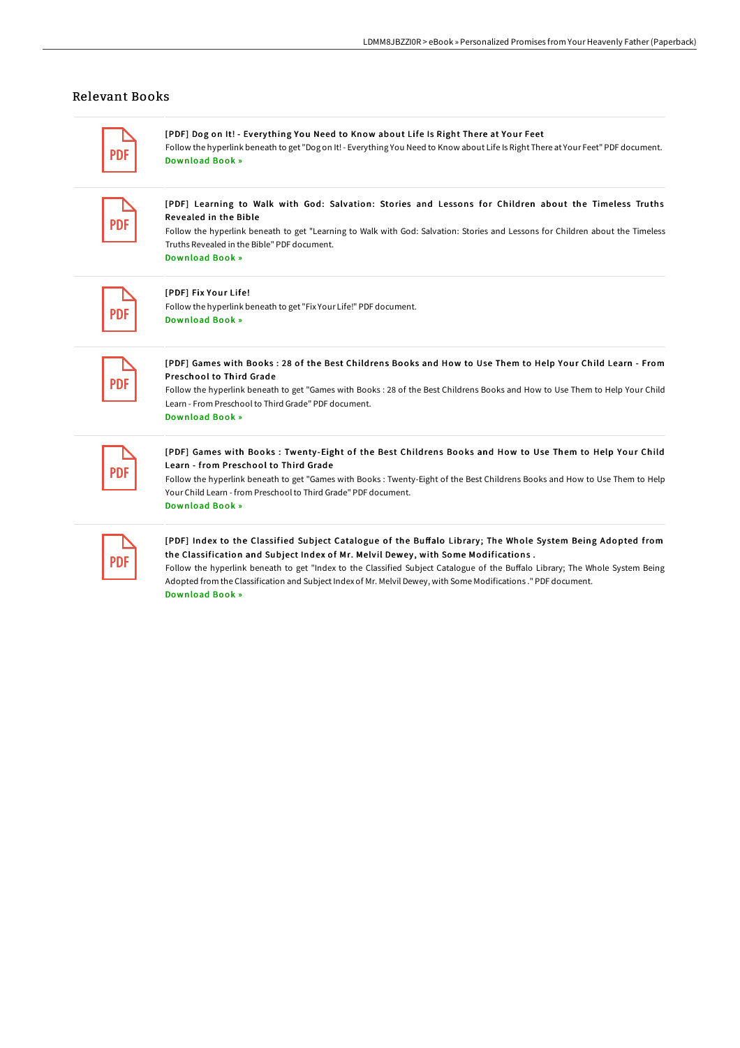## Relevant Books

**[PDF] Dog on It! - Everything You Need to Know about Life Is Right There at Your Feet**

Follow the hyperlink beneath to get "Dog on It! - Everything You Need to Know about Life Is Right There at Your Feet" PDF document.

Download Book »

**[PDF] Learning to Walk with God: Salvation: Stories and Lessons for Children about the Timeless Truths Revealed in the Bible**

Follow the hyperlink beneath to get "Learning to Walk with God: Salvation: Stories and Lessons for Children about the Timeless Truths Revealed in the Bible" PDF document.

Download Book »

**[PDF] Fix Your Life!**

Follow the hyperlink beneath to get "Fix Your Life!" PDF document.

Download Book »

**[PDF] Games with Books : 28 of the Best Childrens Books and How to Use Them to Help Your Child Learn - From Preschool to Third Grade**

Follow the hyperlink beneath to get "Games with Books : 28 of the Best Childrens Books and How to Use Them to Help Your Child Learn - From Preschool to Third Grade" PDF document.

Download Book »

**[PDF] Games with Books : Twenty-Eight of the Best Childrens Books and How to Use Them to Help Your Child Learn - from Preschool to Third Grade**

Follow the hyperlink beneath to get "Games with Books : Twenty-Eight of the Best Childrens Books and How to Use Them to Help Your Child Learn - from Preschool to Third Grade" PDF document.

Download Book »

**[PDF] Index to the Classified Subject Catalogue of the Buffalo Library; The Whole System Being Adopted from the Classification and Subject Index of Mr. Melvil Dewey, with Some Modifications .**

Follow the hyperlink beneath to get "Index to the Classified Subject Catalogue of the Buffalo Library; The Whole System Being Adopted from the Classification and Subject Index of Mr. Melvil Dewey, with Some Modifications ." PDF document.

Download Book »